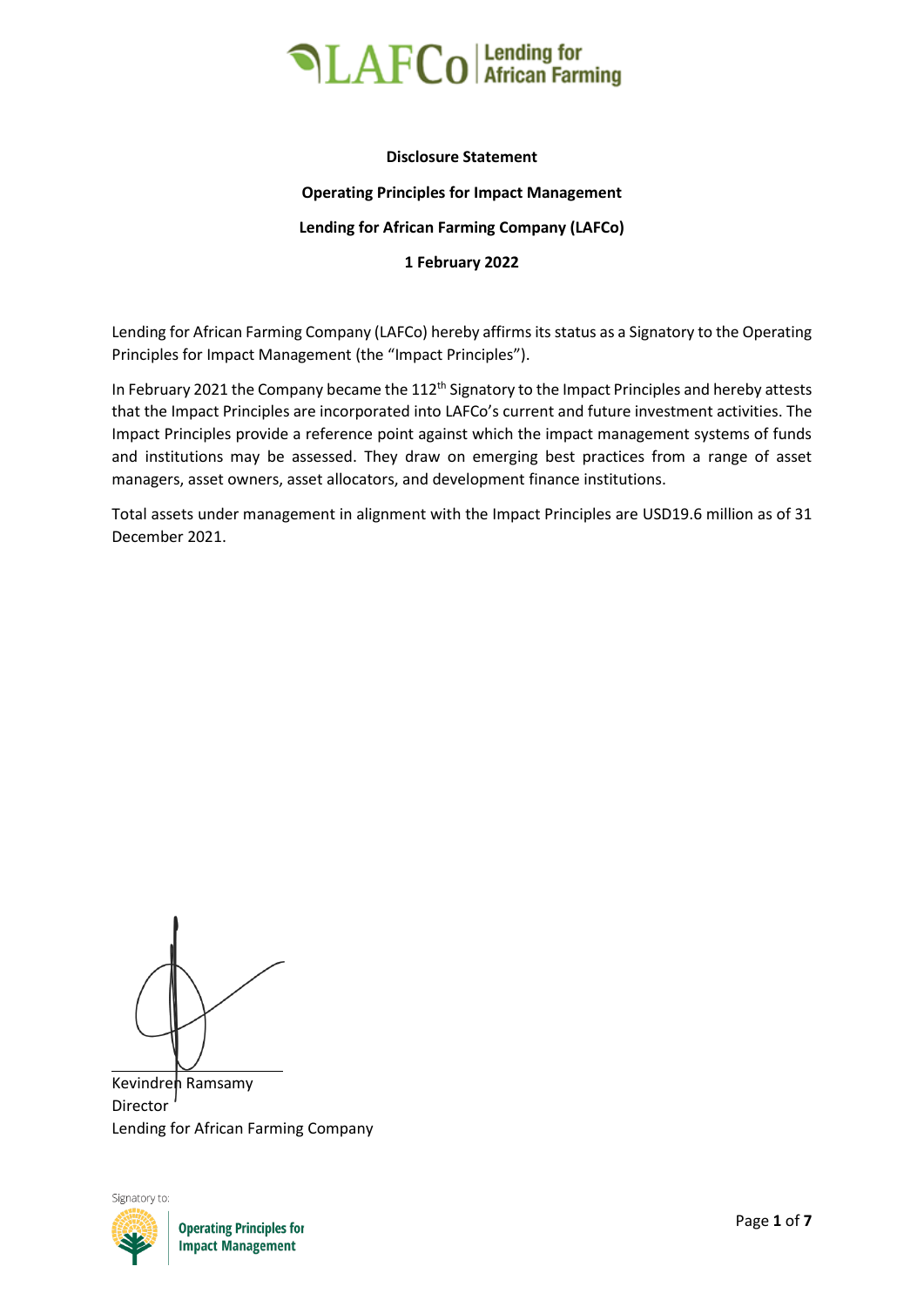**Disclosure Statement**

**Operating Principles for Impact Management**

**Lending for African Farming Company (LAFCo)**

**1 February 2022**

Lending for African Farming Company (LAFCo) hereby affirms its status as a Signatory to the Operating Principles for Impact Management (the "Impact Principles").

In February 2021 the Company became the 112th Signatory to the Impact Principles and hereby attests that the Impact Principles are incorporated into LAFCo's current and future investment activities. The Impact Principles provide a reference point against which the impact management systems of funds and institutions may be assessed. They draw on emerging best practices from a range of asset managers, asset owners, asset allocators, and development finance institutions.

Total assets under management in alignment with the Impact Principles are USD19.6 million as of 31 December 2021.

Kevindren Ramsamy
Director
Lending for African Farming Company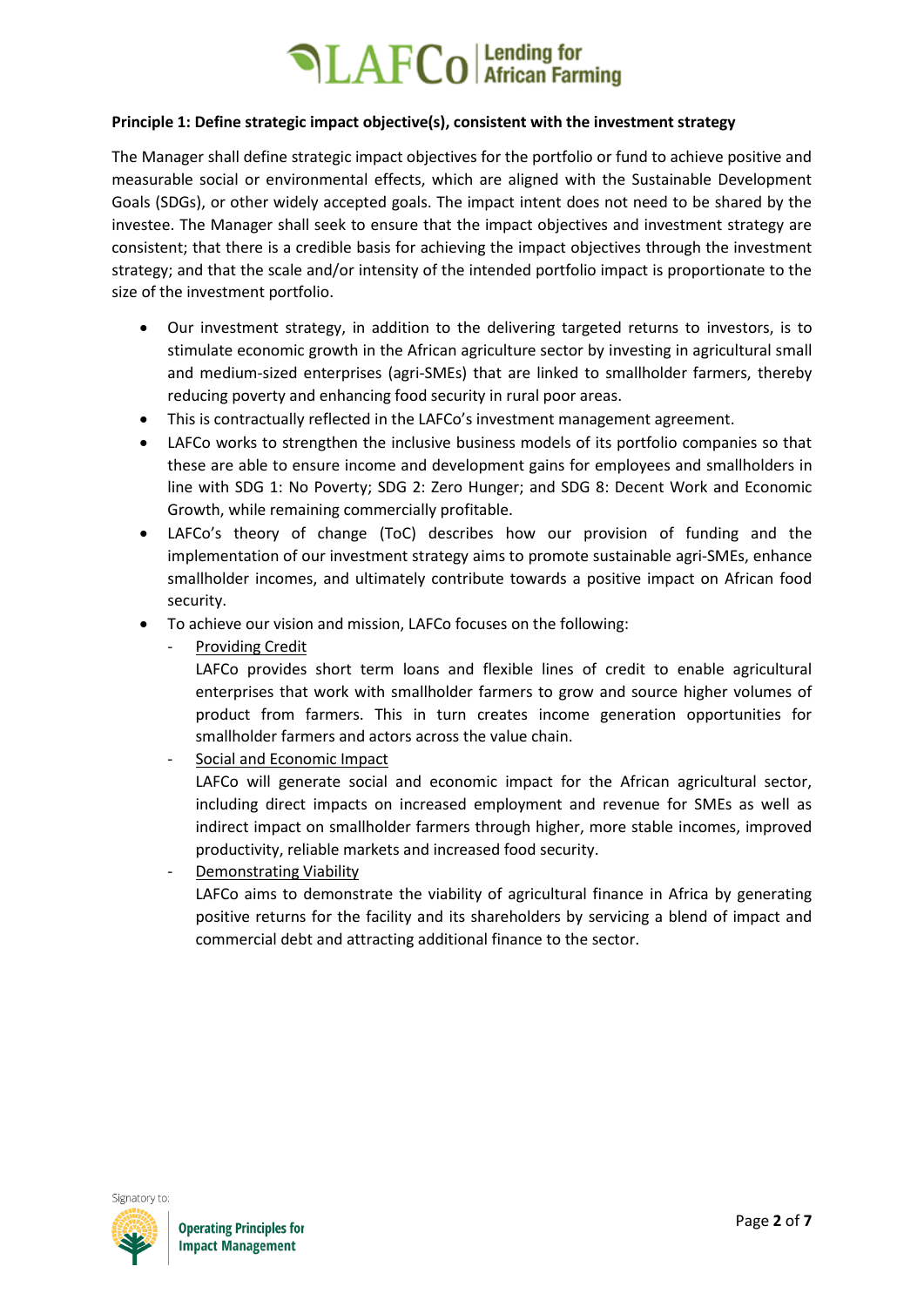**Principle 1: Define strategic impact objective(s), consistent with the investment strategy**

The Manager shall define strategic impact objectives for the portfolio or fund to achieve positive and measurable social or environmental effects, which are aligned with the Sustainable Development Goals (SDGs), or other widely accepted goals. The impact intent does not need to be shared by the investee. The Manager shall seek to ensure that the impact objectives and investment strategy are consistent; that there is a credible basis for achieving the impact objectives through the investment strategy; and that the scale and/or intensity of the intended portfolio impact is proportionate to the size of the investment portfolio.

- Our investment strategy, in addition to the delivering targeted returns to investors, is to stimulate economic growth in the African agriculture sector by investing in agricultural small and medium-sized enterprises (agri-SMEs) that are linked to smallholder farmers, thereby reducing poverty and enhancing food security in rural poor areas.
- This is contractually reflected in the LAFCo's investment management agreement.
- LAFCo works to strengthen the inclusive business models of its portfolio companies so that these are able to ensure income and development gains for employees and smallholders in line with SDG 1: No Poverty; SDG 2: Zero Hunger; and SDG 8: Decent Work and Economic Growth, while remaining commercially profitable.
- LAFCo's theory of change (ToC) describes how our provision of funding and the implementation of our investment strategy aims to promote sustainable agri-SMEs, enhance smallholder incomes, and ultimately contribute towards a positive impact on African food security.
- To achieve our vision and mission, LAFCo focuses on the following:
  - <u>Providing Credit</u>
    LAFCo provides short term loans and flexible lines of credit to enable agricultural enterprises that work with smallholder farmers to grow and source higher volumes of product from farmers. This in turn creates income generation opportunities for smallholder farmers and actors across the value chain.
  - <u>Social and Economic Impact</u>
    LAFCo will generate social and economic impact for the African agricultural sector, including direct impacts on increased employment and revenue for SMEs as well as indirect impact on smallholder farmers through higher, more stable incomes, improved productivity, reliable markets and increased food security.
  - <u>Demonstrating Viability</u>
    LAFCo aims to demonstrate the viability of agricultural finance in Africa by generating positive returns for the facility and its shareholders by servicing a blend of impact and commercial debt and attracting additional finance to the sector.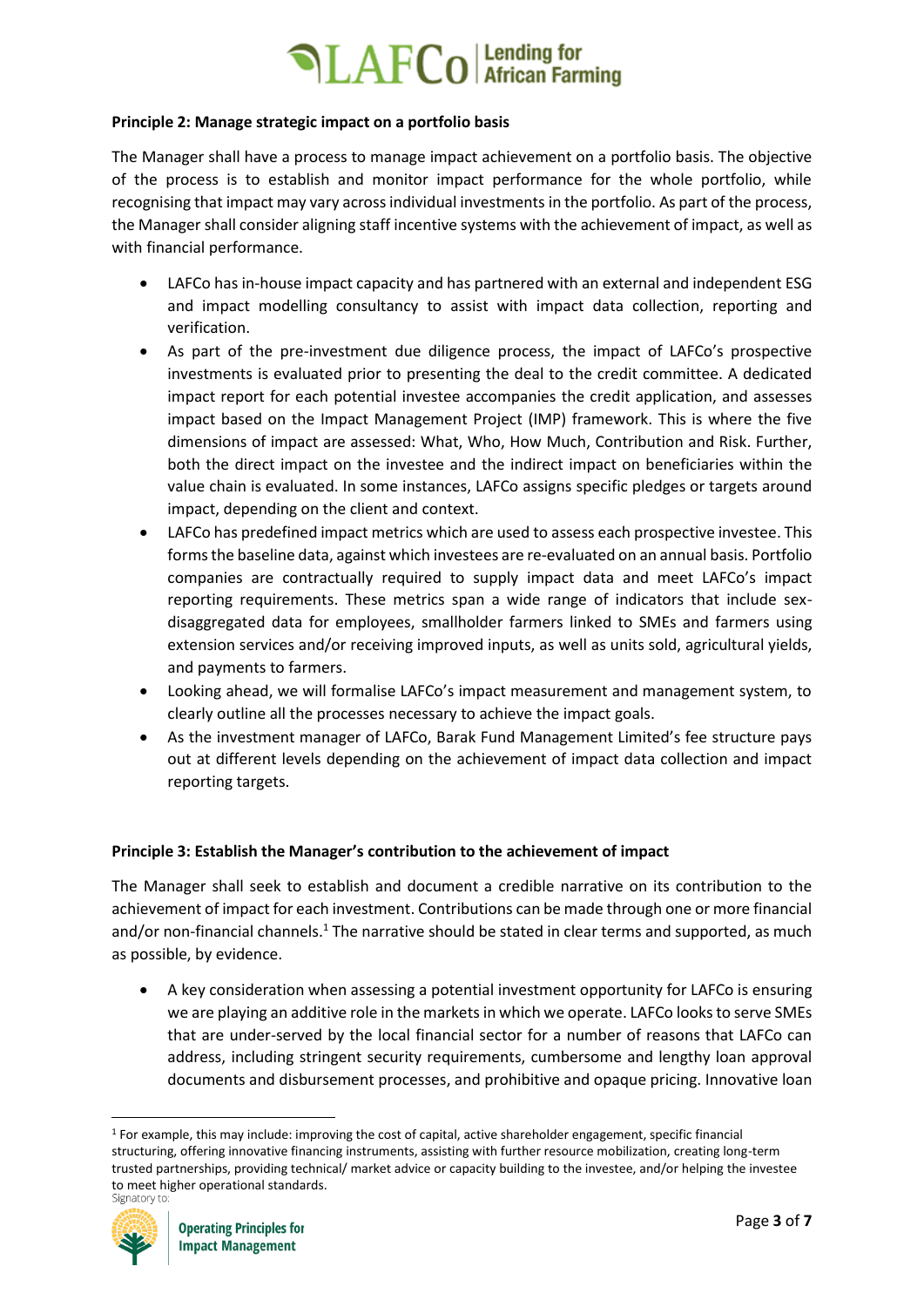**Principle 2: Manage strategic impact on a portfolio basis**

The Manager shall have a process to manage impact achievement on a portfolio basis. The objective of the process is to establish and monitor impact performance for the whole portfolio, while recognising that impact may vary across individual investments in the portfolio. As part of the process, the Manager shall consider aligning staff incentive systems with the achievement of impact, as well as with financial performance.

- LAFCo has in-house impact capacity and has partnered with an external and independent ESG and impact modelling consultancy to assist with impact data collection, reporting and verification.
- As part of the pre-investment due diligence process, the impact of LAFCo's prospective investments is evaluated prior to presenting the deal to the credit committee. A dedicated impact report for each potential investee accompanies the credit application, and assesses impact based on the Impact Management Project (IMP) framework. This is where the five dimensions of impact are assessed: What, Who, How Much, Contribution and Risk. Further, both the direct impact on the investee and the indirect impact on beneficiaries within the value chain is evaluated. In some instances, LAFCo assigns specific pledges or targets around impact, depending on the client and context.
- LAFCo has predefined impact metrics which are used to assess each prospective investee. This forms the baseline data, against which investees are re-evaluated on an annual basis. Portfolio companies are contractually required to supply impact data and meet LAFCo's impact reporting requirements. These metrics span a wide range of indicators that include sex-disaggregated data for employees, smallholder farmers linked to SMEs and farmers using extension services and/or receiving improved inputs, as well as units sold, agricultural yields, and payments to farmers.
- Looking ahead, we will formalise LAFCo's impact measurement and management system, to clearly outline all the processes necessary to achieve the impact goals.
- As the investment manager of LAFCo, Barak Fund Management Limited's fee structure pays out at different levels depending on the achievement of impact data collection and impact reporting targets.

**Principle 3: Establish the Manager's contribution to the achievement of impact**

The Manager shall seek to establish and document a credible narrative on its contribution to the achievement of impact for each investment. Contributions can be made through one or more financial and/or non-financial channels.[1] The narrative should be stated in clear terms and supported, as much as possible, by evidence.

- A key consideration when assessing a potential investment opportunity for LAFCo is ensuring we are playing an additive role in the markets in which we operate. LAFCo looks to serve SMEs that are under-served by the local financial sector for a number of reasons that LAFCo can address, including stringent security requirements, cumbersome and lengthy loan approval documents and disbursement processes, and prohibitive and opaque pricing. Innovative loan

[1] For example, this may include: improving the cost of capital, active shareholder engagement, specific financial structuring, offering innovative financing instruments, assisting with further resource mobilization, creating long-term trusted partnerships, providing technical/ market advice or capacity building to the investee, and/or helping the investee to meet higher operational standards.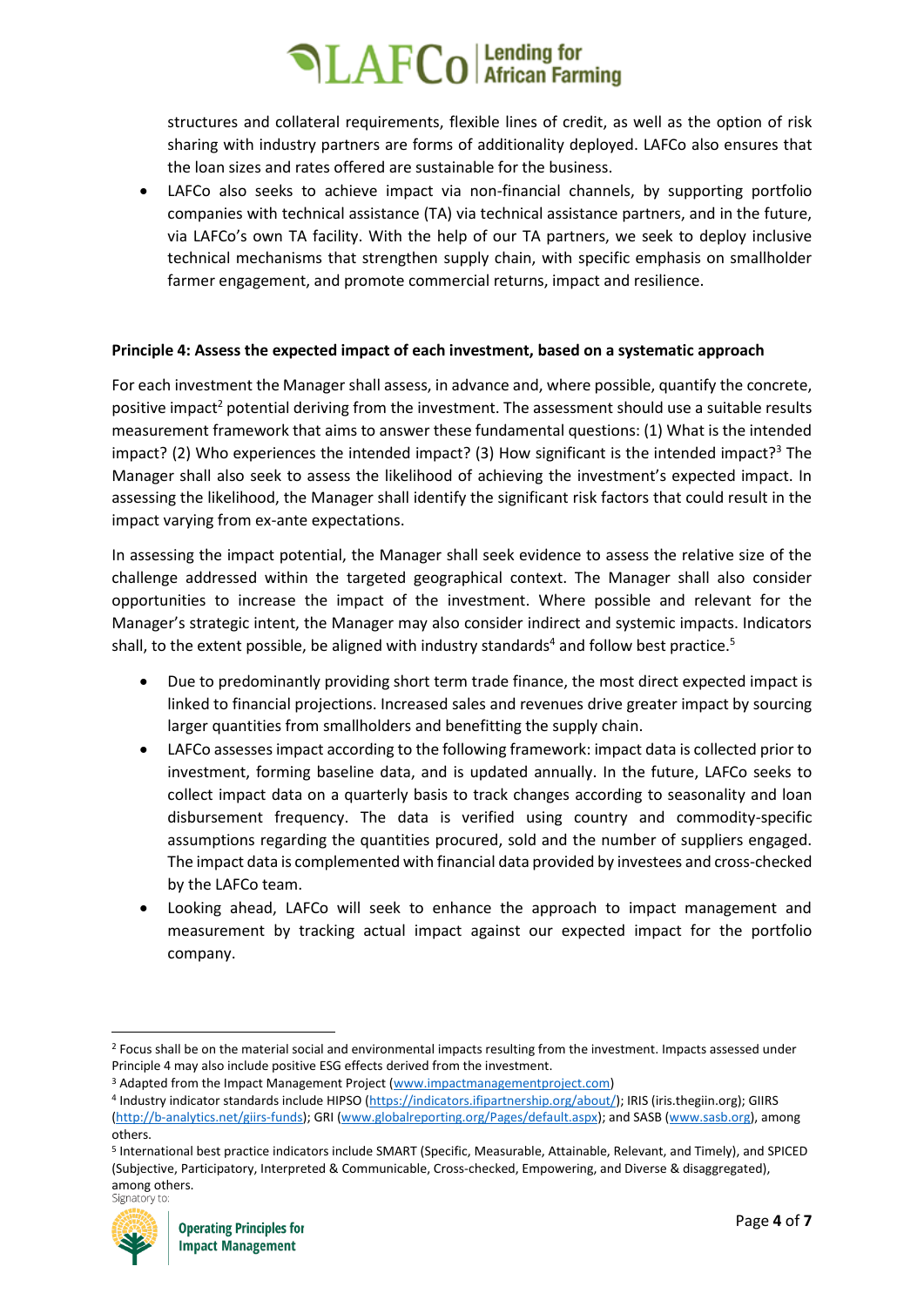structures and collateral requirements, flexible lines of credit, as well as the option of risk sharing with industry partners are forms of additionality deployed. LAFCo also ensures that the loan sizes and rates offered are sustainable for the business.

- LAFCo also seeks to achieve impact via non-financial channels, by supporting portfolio companies with technical assistance (TA) via technical assistance partners, and in the future, via LAFCo's own TA facility. With the help of our TA partners, we seek to deploy inclusive technical mechanisms that strengthen supply chain, with specific emphasis on smallholder farmer engagement, and promote commercial returns, impact and resilience.

**Principle 4: Assess the expected impact of each investment, based on a systematic approach**

For each investment the Manager shall assess, in advance and, where possible, quantify the concrete, positive impact[2] potential deriving from the investment. The assessment should use a suitable results measurement framework that aims to answer these fundamental questions: (1) What is the intended impact? (2) Who experiences the intended impact? (3) How significant is the intended impact?[3] The Manager shall also seek to assess the likelihood of achieving the investment's expected impact. In assessing the likelihood, the Manager shall identify the significant risk factors that could result in the impact varying from ex-ante expectations.

In assessing the impact potential, the Manager shall seek evidence to assess the relative size of the challenge addressed within the targeted geographical context. The Manager shall also consider opportunities to increase the impact of the investment. Where possible and relevant for the Manager's strategic intent, the Manager may also consider indirect and systemic impacts. Indicators shall, to the extent possible, be aligned with industry standards[4] and follow best practice.[5]

- Due to predominantly providing short term trade finance, the most direct expected impact is linked to financial projections. Increased sales and revenues drive greater impact by sourcing larger quantities from smallholders and benefitting the supply chain.
- LAFCo assesses impact according to the following framework: impact data is collected prior to investment, forming baseline data, and is updated annually. In the future, LAFCo seeks to collect impact data on a quarterly basis to track changes according to seasonality and loan disbursement frequency. The data is verified using country and commodity-specific assumptions regarding the quantities procured, sold and the number of suppliers engaged. The impact data is complemented with financial data provided by investees and cross-checked by the LAFCo team.
- Looking ahead, LAFCo will seek to enhance the approach to impact management and measurement by tracking actual impact against our expected impact for the portfolio company.

---

[2] Focus shall be on the material social and environmental impacts resulting from the investment. Impacts assessed under Principle 4 may also include positive ESG effects derived from the investment.

[3] Adapted from the Impact Management Project (www.impactmanagementproject.com)

[4] Industry indicator standards include HIPSO (https://indicators.ifipartnership.org/about/); IRIS (iris.thegiin.org); GIIRS (http://b-analytics.net/giirs-funds); GRI (www.globalreporting.org/Pages/default.aspx); and SASB (www.sasb.org), among others.

[5] International best practice indicators include SMART (Specific, Measurable, Attainable, Relevant, and Timely), and SPICED (Subjective, Participatory, Interpreted & Communicable, Cross-checked, Empowering, and Diverse & disaggregated), among others.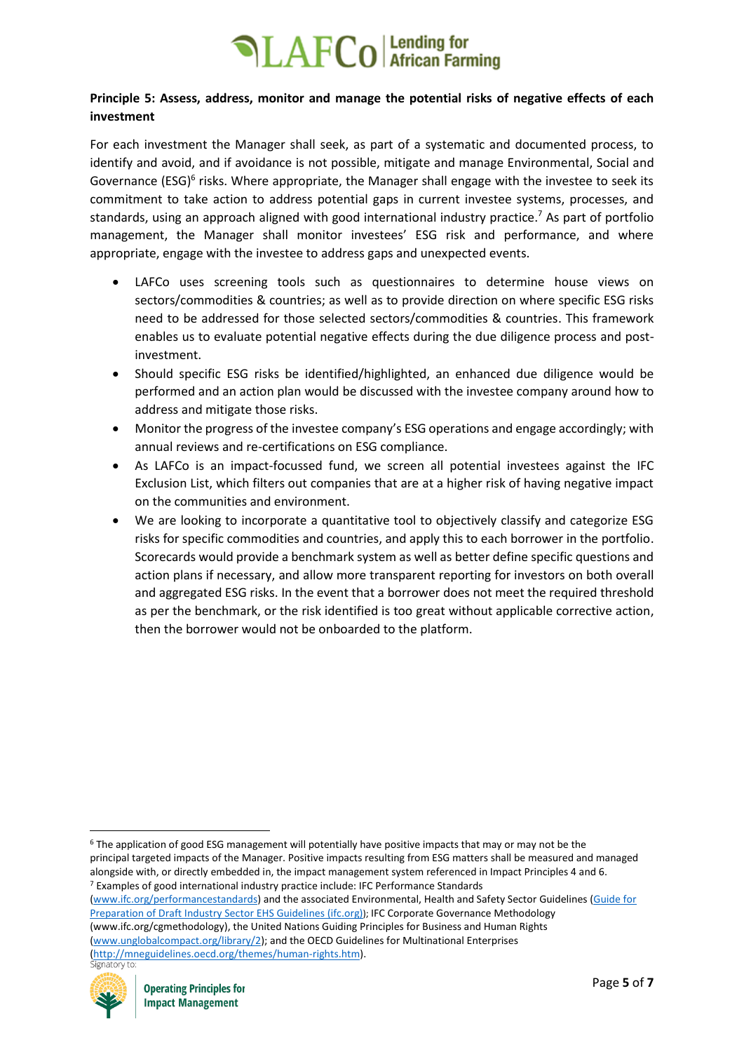**Principle 5: Assess, address, monitor and manage the potential risks of negative effects of each investment**

For each investment the Manager shall seek, as part of a systematic and documented process, to identify and avoid, and if avoidance is not possible, mitigate and manage Environmental, Social and Governance (ESG)[6] risks. Where appropriate, the Manager shall engage with the investee to seek its commitment to take action to address potential gaps in current investee systems, processes, and standards, using an approach aligned with good international industry practice.[7] As part of portfolio management, the Manager shall monitor investees' ESG risk and performance, and where appropriate, engage with the investee to address gaps and unexpected events.

- LAFCo uses screening tools such as questionnaires to determine house views on sectors/commodities & countries; as well as to provide direction on where specific ESG risks need to be addressed for those selected sectors/commodities & countries. This framework enables us to evaluate potential negative effects during the due diligence process and post-investment.
- Should specific ESG risks be identified/highlighted, an enhanced due diligence would be performed and an action plan would be discussed with the investee company around how to address and mitigate those risks.
- Monitor the progress of the investee company's ESG operations and engage accordingly; with annual reviews and re-certifications on ESG compliance.
- As LAFCo is an impact-focussed fund, we screen all potential investees against the IFC Exclusion List, which filters out companies that are at a higher risk of having negative impact on the communities and environment.
- We are looking to incorporate a quantitative tool to objectively classify and categorize ESG risks for specific commodities and countries, and apply this to each borrower in the portfolio. Scorecards would provide a benchmark system as well as better define specific questions and action plans if necessary, and allow more transparent reporting for investors on both overall and aggregated ESG risks. In the event that a borrower does not meet the required threshold as per the benchmark, or the risk identified is too great without applicable corrective action, then the borrower would not be onboarded to the platform.

---

[6] The application of good ESG management will potentially have positive impacts that may or may not be the principal targeted impacts of the Manager. Positive impacts resulting from ESG matters shall be measured and managed alongside with, or directly embedded in, the impact management system referenced in Impact Principles 4 and 6.

[7] Examples of good international industry practice include: IFC Performance Standards (www.ifc.org/performancestandards) and the associated Environmental, Health and Safety Sector Guidelines (Guide for Preparation of Draft Industry Sector EHS Guidelines (ifc.org)); IFC Corporate Governance Methodology (www.ifc.org/cgmethodology), the United Nations Guiding Principles for Business and Human Rights (www.unglobalcompact.org/library/2); and the OECD Guidelines for Multinational Enterprises (http://mneguidelines.oecd.org/themes/human-rights.htm).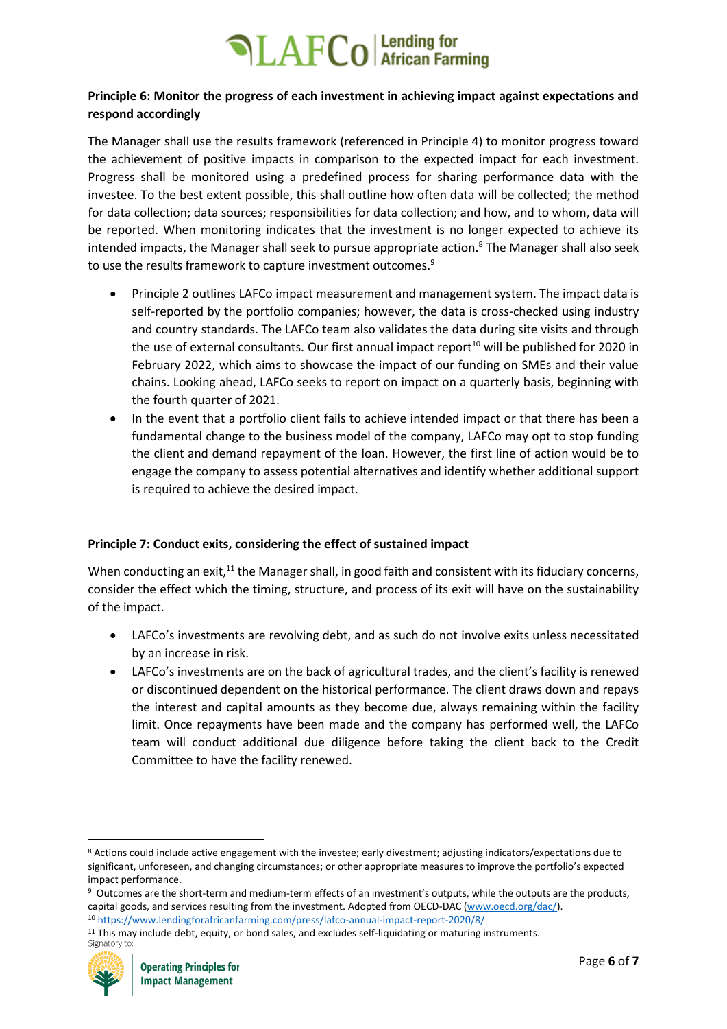**Principle 6: Monitor the progress of each investment in achieving impact against expectations and respond accordingly**

The Manager shall use the results framework (referenced in Principle 4) to monitor progress toward the achievement of positive impacts in comparison to the expected impact for each investment. Progress shall be monitored using a predefined process for sharing performance data with the investee. To the best extent possible, this shall outline how often data will be collected; the method for data collection; data sources; responsibilities for data collection; and how, and to whom, data will be reported. When monitoring indicates that the investment is no longer expected to achieve its intended impacts, the Manager shall seek to pursue appropriate action.[8] The Manager shall also seek to use the results framework to capture investment outcomes.[9]

- Principle 2 outlines LAFCo impact measurement and management system. The impact data is self-reported by the portfolio companies; however, the data is cross-checked using industry and country standards. The LAFCo team also validates the data during site visits and through the use of external consultants. Our first annual impact report[10] will be published for 2020 in February 2022, which aims to showcase the impact of our funding on SMEs and their value chains. Looking ahead, LAFCo seeks to report on impact on a quarterly basis, beginning with the fourth quarter of 2021.
- In the event that a portfolio client fails to achieve intended impact or that there has been a fundamental change to the business model of the company, LAFCo may opt to stop funding the client and demand repayment of the loan. However, the first line of action would be to engage the company to assess potential alternatives and identify whether additional support is required to achieve the desired impact.

**Principle 7: Conduct exits, considering the effect of sustained impact**

When conducting an exit,[11] the Manager shall, in good faith and consistent with its fiduciary concerns, consider the effect which the timing, structure, and process of its exit will have on the sustainability of the impact.

- LAFCo's investments are revolving debt, and as such do not involve exits unless necessitated by an increase in risk.
- LAFCo's investments are on the back of agricultural trades, and the client's facility is renewed or discontinued dependent on the historical performance. The client draws down and repays the interest and capital amounts as they become due, always remaining within the facility limit. Once repayments have been made and the company has performed well, the LAFCo team will conduct additional due diligence before taking the client back to the Credit Committee to have the facility renewed.

---

[8] Actions could include active engagement with the investee; early divestment; adjusting indicators/expectations due to significant, unforeseen, and changing circumstances; or other appropriate measures to improve the portfolio's expected impact performance.

[9] Outcomes are the short-term and medium-term effects of an investment's outputs, while the outputs are the products, capital goods, and services resulting from the investment. Adopted from OECD-DAC (www.oecd.org/dac/).

[10] https://www.lendingforafricanfarming.com/press/lafco-annual-impact-report-2020/8/

[11] This may include debt, equity, or bond sales, and excludes self-liquidating or maturing instruments.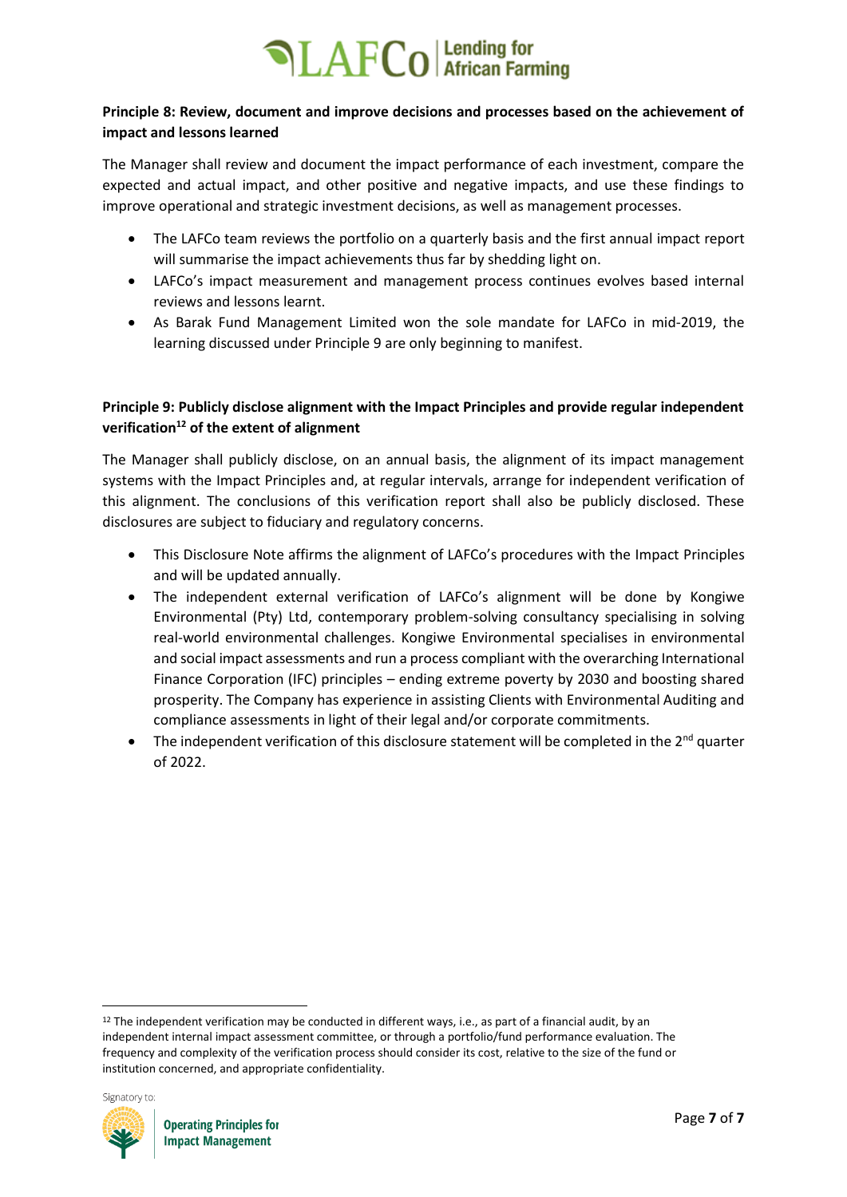**Principle 8: Review, document and improve decisions and processes based on the achievement of impact and lessons learned**

The Manager shall review and document the impact performance of each investment, compare the expected and actual impact, and other positive and negative impacts, and use these findings to improve operational and strategic investment decisions, as well as management processes.

- The LAFCo team reviews the portfolio on a quarterly basis and the first annual impact report will summarise the impact achievements thus far by shedding light on.
- LAFCo's impact measurement and management process continues evolves based internal reviews and lessons learnt.
- As Barak Fund Management Limited won the sole mandate for LAFCo in mid-2019, the learning discussed under Principle 9 are only beginning to manifest.

**Principle 9: Publicly disclose alignment with the Impact Principles and provide regular independent verification[12] of the extent of alignment**

The Manager shall publicly disclose, on an annual basis, the alignment of its impact management systems with the Impact Principles and, at regular intervals, arrange for independent verification of this alignment. The conclusions of this verification report shall also be publicly disclosed. These disclosures are subject to fiduciary and regulatory concerns.

- This Disclosure Note affirms the alignment of LAFCo's procedures with the Impact Principles and will be updated annually.
- The independent external verification of LAFCo's alignment will be done by Kongiwe Environmental (Pty) Ltd, contemporary problem-solving consultancy specialising in solving real-world environmental challenges. Kongiwe Environmental specialises in environmental and social impact assessments and run a process compliant with the overarching International Finance Corporation (IFC) principles – ending extreme poverty by 2030 and boosting shared prosperity. The Company has experience in assisting Clients with Environmental Auditing and compliance assessments in light of their legal and/or corporate commitments.
- The independent verification of this disclosure statement will be completed in the 2nd quarter of 2022.

[12] The independent verification may be conducted in different ways, i.e., as part of a financial audit, by an independent internal impact assessment committee, or through a portfolio/fund performance evaluation. The frequency and complexity of the verification process should consider its cost, relative to the size of the fund or institution concerned, and appropriate confidentiality.